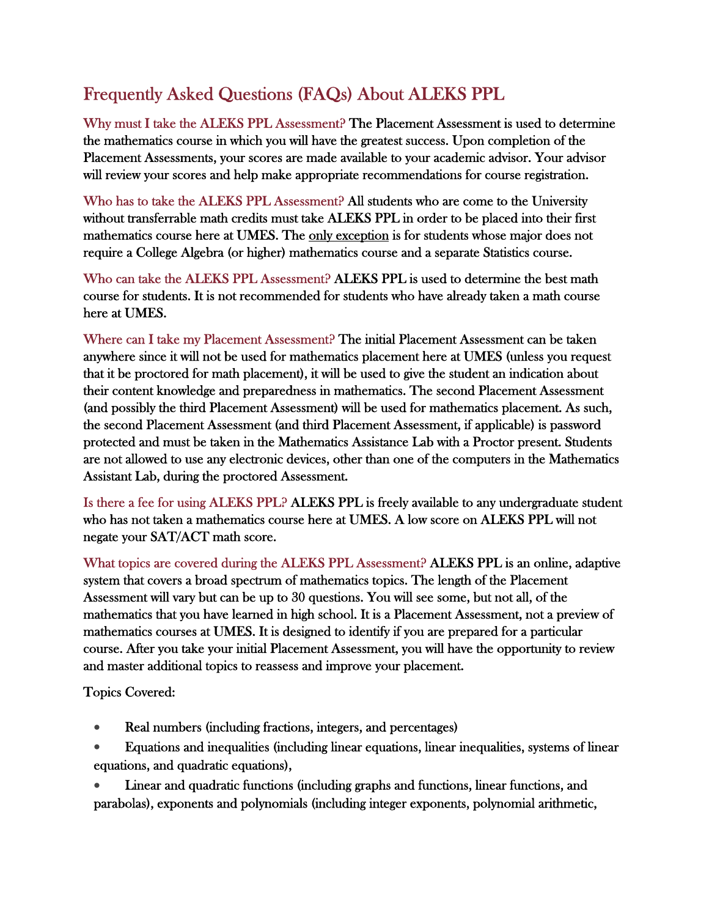# Frequently Asked Questions (FAQs) About ALEKS PPL

**Why must I take the ALEKS PPL Assessment?** The Placement Assessment is used to determine the mathematics course in which you will have the greatest success. Upon completion of the Placement Assessments, your scores are made available to your academic advisor. Your advisor will review your scores and help make appropriate recommendations for course registration.

**Who has to take the ALEKS PPL Assessment?** All students who are come to the University without transferrable math credits must take ALEKS PPL in order to be placed into their first mathematics course here at UMES. The <u>only exception</u> is for students whose major does not require a College Algebra (or higher) mathematics course and a separate Statistics course.

**Who can take the ALEKS PPL Assessment?** ALEKS PPL is used to determine the best math course for students. It is not recommended for students who have already taken a math course here at UMES.

**Where can I take my Placement Assessment?** The initial Placement Assessment can be taken anywhere since it will not be used for mathematics placement here at UMES (unless you request that it be proctored for math placement), it will be used to give the student an indication about their content knowledge and preparedness in mathematics. The second Placement Assessment (and possibly the third Placement Assessment) will be used for mathematics placement. As such, the second Placement Assessment (and third Placement Assessment, if applicable) is password protected and must be taken in the Mathematics Assistance Lab with a Proctor present. Students are not allowed to use any electronic devices, other than one of the computers in the Mathematics Assistant Lab, during the proctored Assessment.

**Is there a fee for using ALEKS PPL?** ALEKS PPL is freely available to any undergraduate student who has not taken a mathematics course here at UMES. A low score on ALEKS PPL will not negate your SAT/ACT math score.

**What topics are covered during the ALEKS PPL Assessment?** ALEKS PPL is an online, adaptive system that covers a broad spectrum of mathematics topics. The length of the Placement Assessment will vary but can be up to 30 questions. You will see some, but not all, of the mathematics that you have learned in high school. It is a Placement Assessment, not a preview of mathematics courses at UMES. It is designed to identify if you are prepared for a particular course. After you take your initial Placement Assessment, you will have the opportunity to review and master additional topics to reassess and improve your placement.

Topics Covered:

- Real numbers (including fractions, integers, and percentages)
- Equations and inequalities (including linear equations, linear inequalities, systems of linear equations, and quadratic equations),
- Linear and quadratic functions (including graphs and functions, linear functions, and parabolas), exponents and polynomials (including integer exponents, polynomial arithmetic,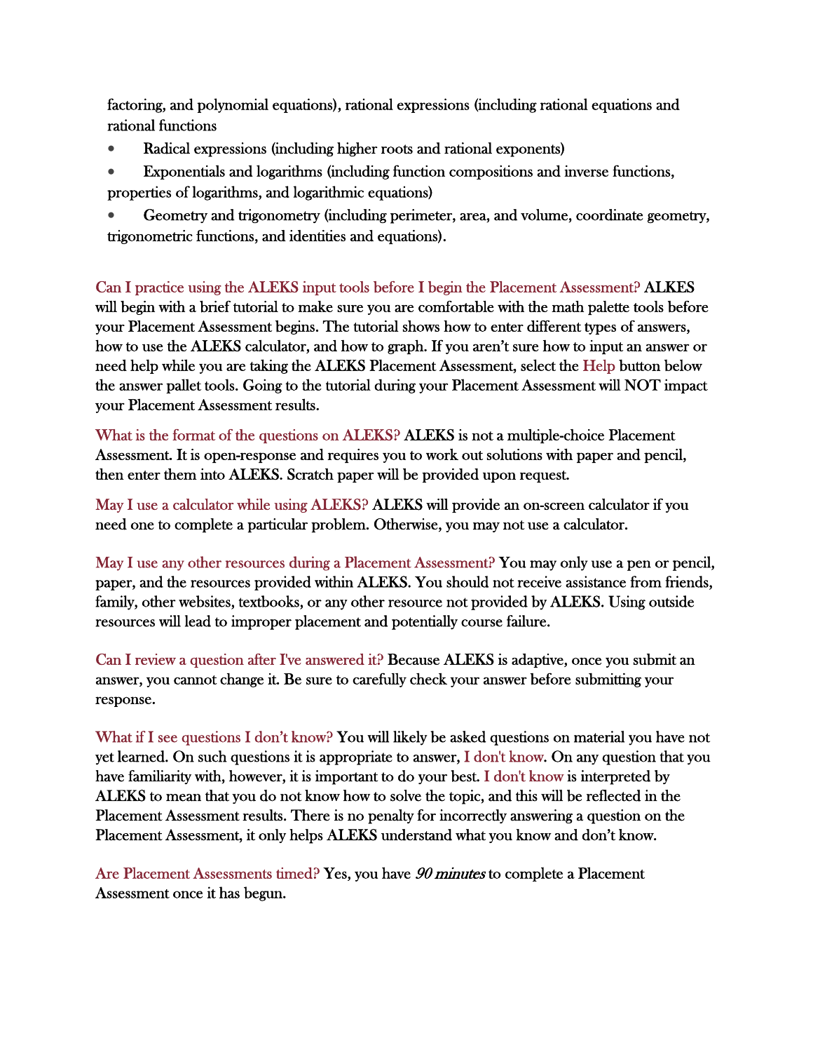factoring, and polynomial equations), rational expressions (including rational equations and rational functions

- Radical expressions (including higher roots and rational exponents)
- Exponentials and logarithms (including function compositions and inverse functions, properties of logarithms, and logarithmic equations)
- Geometry and trigonometry (including perimeter, area, and volume, coordinate geometry, trigonometric functions, and identities and equations).

**Can I practice using the ALEKS input tools before I begin the Placement Assessment?** ALKES will begin with a brief tutorial to make sure you are comfortable with the math palette tools before your Placement Assessment begins. The tutorial shows how to enter different types of answers, how to use the ALEKS calculator, and how to graph. If you aren't sure how to input an answer or need help while you are taking the ALEKS Placement Assessment, select the Help button below the answer pallet tools. Going to the tutorial during your Placement Assessment will NOT impact your Placement Assessment results.

**What is the format of the questions on ALEKS?** ALEKS is not a multiple-choice Placement Assessment. It is open-response and requires you to work out solutions with paper and pencil, then enter them into ALEKS. Scratch paper will be provided upon request.

**May I use a calculator while using ALEKS?** ALEKS will provide an on-screen calculator if you need one to complete a particular problem. Otherwise, you may not use a calculator.

**May I use any other resources during a Placement Assessment?** You may only use a pen or pencil, paper, and the resources provided within ALEKS. You should not receive assistance from friends, family, other websites, textbooks, or any other resource not provided by ALEKS. Using outside resources will lead to improper placement and potentially course failure.

**Can I review a question after I've answered it?** Because ALEKS is adaptive, once you submit an answer, you cannot change it. Be sure to carefully check your answer before submitting your response.

**What if I see questions I don't know?** You will likely be asked questions on material you have not yet learned. On such questions it is appropriate to answer, I don't know. On any question that you have familiarity with, however, it is important to do your best. I don't know is interpreted by ALEKS to mean that you do not know how to solve the topic, and this will be reflected in the Placement Assessment results. There is no penalty for incorrectly answering a question on the Placement Assessment, it only helps ALEKS understand what you know and don't know.

**Are Placement Assessments timed?** Yes, you have *90 minutes* to complete a Placement Assessment once it has begun.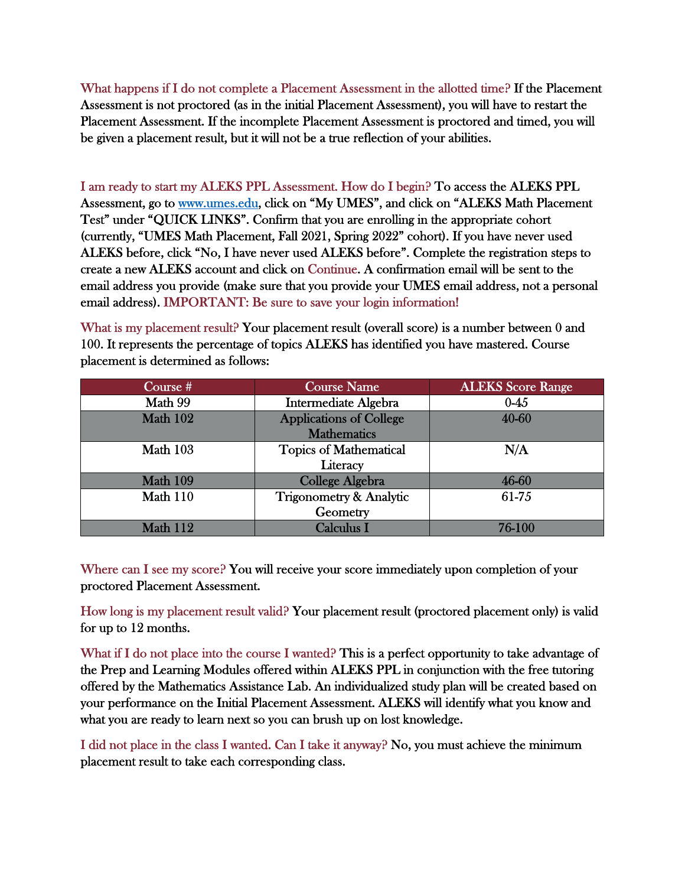**What happens if I do not complete a Placement Assessment in the allotted time?** If the Placement Assessment is not proctored (as in the initial Placement Assessment), you will have to restart the Placement Assessment. If the incomplete Placement Assessment is proctored and timed, you will be given a placement result, but it will not be a true reflection of your abilities.

**I am ready to start my ALEKS PPL Assessment. How do I begin?** To access the ALEKS PPL Assessment, go to [www.umes.edu](http://www.umes.edu), click on "My UMES", and click on "ALEKS Math Placement Test" under "QUICK LINKS". Confirm that you are enrolling in the appropriate cohort (currently, "UMES Math Placement, Fall 2021, Spring 2022" cohort). If you have never used ALEKS before, click "No, I have never used ALEKS before". Complete the registration steps to create a new ALEKS account and click on Continue. A confirmation email will be sent to the email address you provide (make sure that you provide your UMES email address, not a personal email address). **IMPORTANT: Be sure to save your login information!**

**What is my placement result?** Your placement result (overall score) is a number between 0 and 100. It represents the percentage of topics ALEKS has identified you have mastered. Course placement is determined as follows:

| Course # | Course Name | ALEKS Score Range |
|---|---|---|
| Math 99 | Intermediate Algebra | 0-45 |
| Math 102 | Applications of College Mathematics | 40-60 |
| Math 103 | Topics of Mathematical Literacy | N/A |
| Math 109 | College Algebra | 46-60 |
| Math 110 | Trigonometry & Analytic Geometry | 61-75 |
| Math 112 | Calculus I | 76-100 |

**Where can I see my score?** You will receive your score immediately upon completion of your proctored Placement Assessment.

**How long is my placement result valid?** Your placement result (proctored placement only) is valid for up to 12 months.

**What if I do not place into the course I wanted?** This is a perfect opportunity to take advantage of the Prep and Learning Modules offered within ALEKS PPL in conjunction with the free tutoring offered by the Mathematics Assistance Lab. An individualized study plan will be created based on your performance on the Initial Placement Assessment. ALEKS will identify what you know and what you are ready to learn next so you can brush up on lost knowledge.

**I did not place in the class I wanted. Can I take it anyway?** No, you must achieve the minimum placement result to take each corresponding class.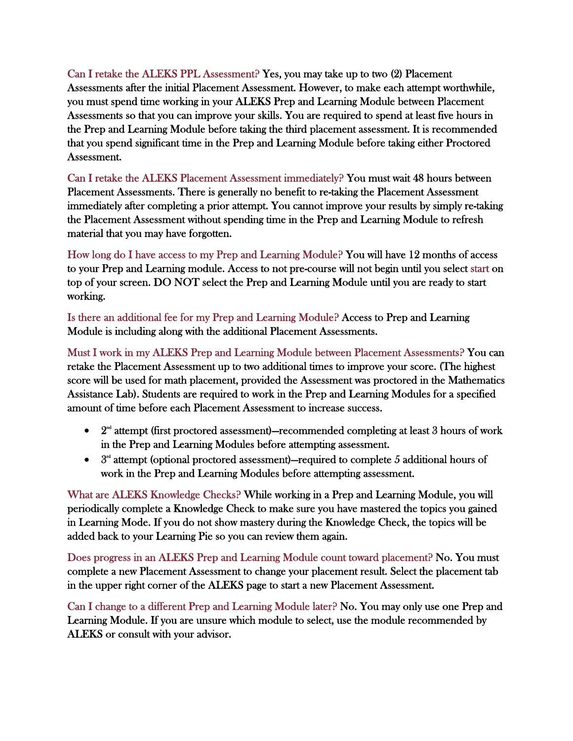**Can I retake the ALEKS PPL Assessment?** Yes, you may take up to two (2) Placement Assessments after the initial Placement Assessment. However, to make each attempt worthwhile, you must spend time working in your ALEKS Prep and Learning Module between Placement Assessments so that you can improve your skills. You are required to spend at least five hours in the Prep and Learning Module before taking the third placement assessment. It is recommended that you spend significant time in the Prep and Learning Module before taking either Proctored Assessment.

**Can I retake the ALEKS Placement Assessment immediately?** You must wait 48 hours between Placement Assessments. There is generally no benefit to re-taking the Placement Assessment immediately after completing a prior attempt. You cannot improve your results by simply re-taking the Placement Assessment without spending time in the Prep and Learning Module to refresh material that you may have forgotten.

**How long do I have access to my Prep and Learning Module?** You will have 12 months of access to your Prep and Learning module. Access to not pre-course will not begin until you select start on top of your screen. DO NOT select the Prep and Learning Module until you are ready to start working.

**Is there an additional fee for my Prep and Learning Module?** Access to Prep and Learning Module is including along with the additional Placement Assessments.

**Must I work in my ALEKS Prep and Learning Module between Placement Assessments?** You can retake the Placement Assessment up to two additional times to improve your score. (The highest score will be used for math placement, provided the Assessment was proctored in the Mathematics Assistance Lab). Students are required to work in the Prep and Learning Modules for a specified amount of time before each Placement Assessment to increase success.

- 2nd attempt (first proctored assessment)—recommended completing at least 3 hours of work in the Prep and Learning Modules before attempting assessment.
- 3rd attempt (optional proctored assessment)—required to complete 5 additional hours of work in the Prep and Learning Modules before attempting assessment.

**What are ALEKS Knowledge Checks?** While working in a Prep and Learning Module, you will periodically complete a Knowledge Check to make sure you have mastered the topics you gained in Learning Mode. If you do not show mastery during the Knowledge Check, the topics will be added back to your Learning Pie so you can review them again.

**Does progress in an ALEKS Prep and Learning Module count toward placement?** No. You must complete a new Placement Assessment to change your placement result. Select the placement tab in the upper right corner of the ALEKS page to start a new Placement Assessment.

**Can I change to a different Prep and Learning Module later?** No. You may only use one Prep and Learning Module. If you are unsure which module to select, use the module recommended by ALEKS or consult with your advisor.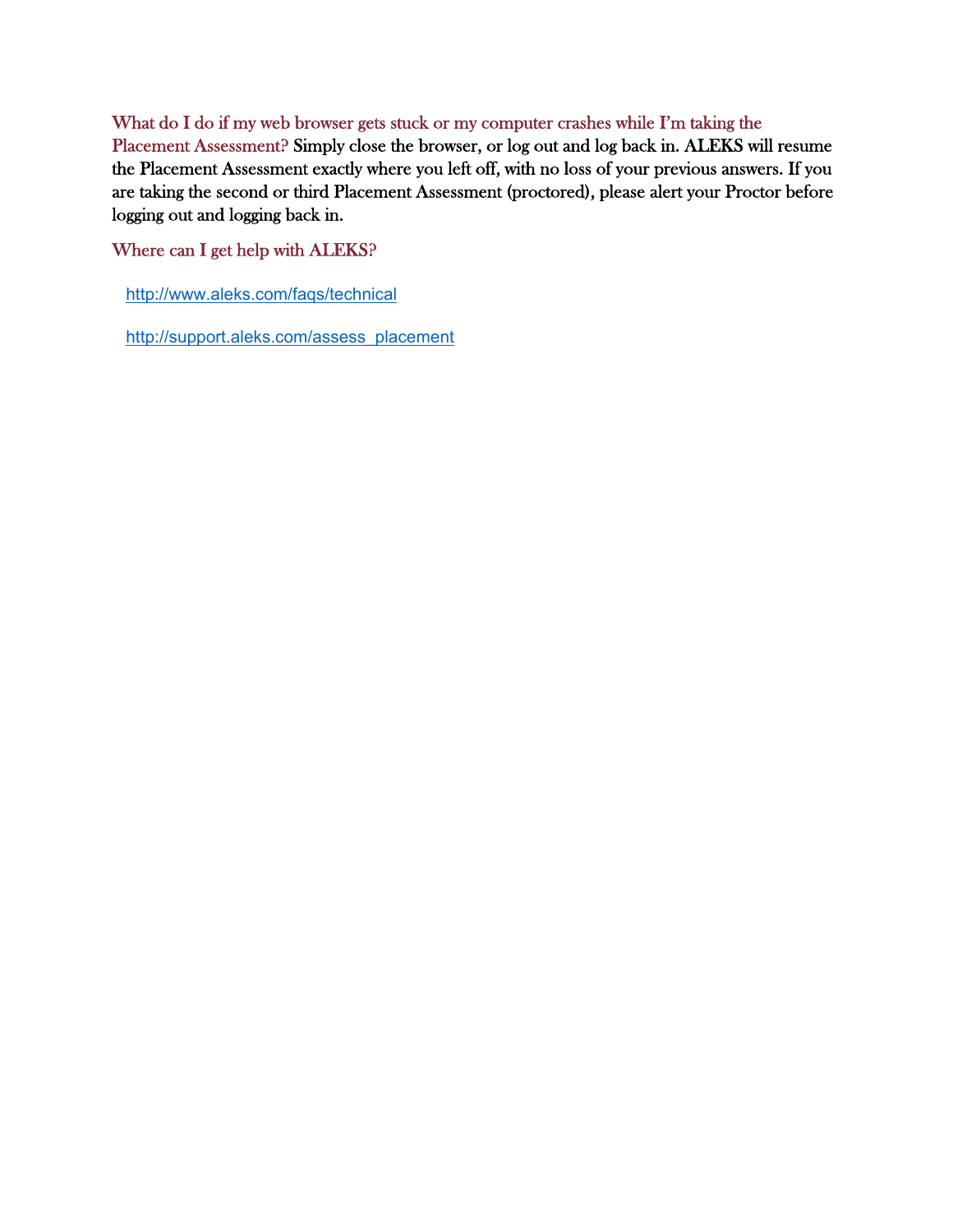**What do I do if my web browser gets stuck or my computer crashes while I'm taking the Placement Assessment?** Simply close the browser, or log out and log back in. ALEKS will resume the Placement Assessment exactly where you left off, with no loss of your previous answers. If you are taking the second or third Placement Assessment (proctored), please alert your Proctor before logging out and logging back in.

**Where can I get help with ALEKS?**

http://www.aleks.com/faqs/technical

http://support.aleks.com/assess_placement